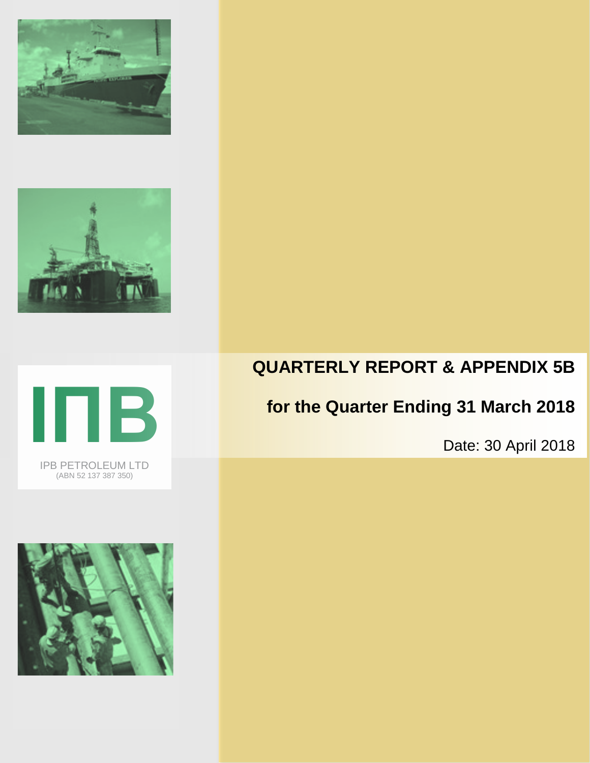IPB PETROLEUM LTD
(ABN 52 137 387 350)

# QUARTERLY REPORT & APPENDIX 5B

## for the Quarter Ending 31 March 2018

Date: 30 April 2018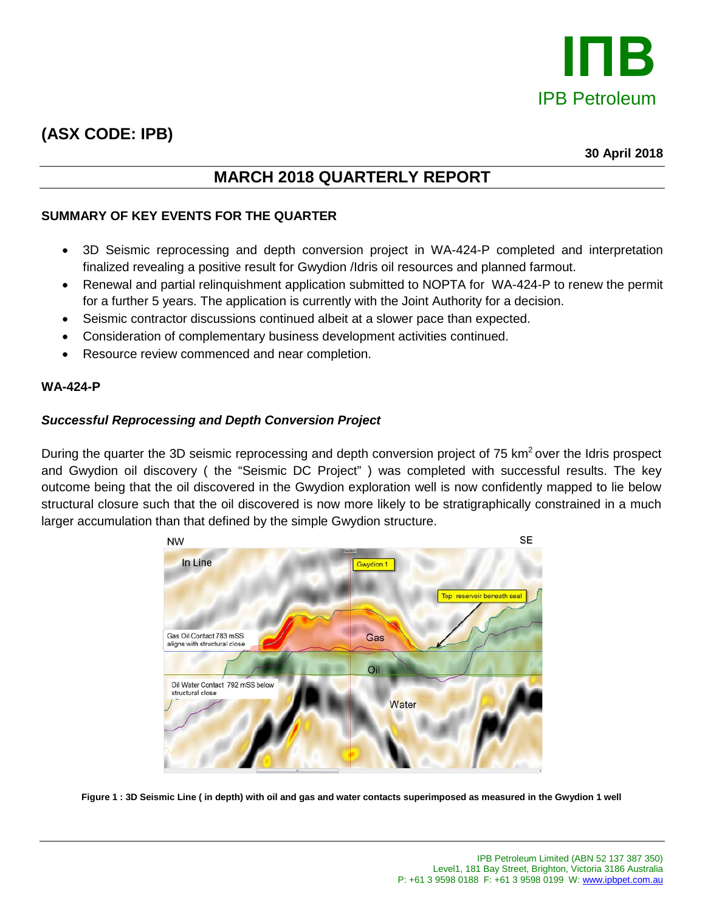IПB

IPB Petroleum

# (ASX CODE: IPB)

**30 April 2018**

## MARCH 2018 QUARTERLY REPORT

### SUMMARY OF KEY EVENTS FOR THE QUARTER

- 3D Seismic reprocessing and depth conversion project in WA-424-P completed and interpretation finalized revealing a positive result for Gwydion /Idris oil resources and planned farmout.
- Renewal and partial relinquishment application submitted to NOPTA for WA-424-P to renew the permit for a further 5 years. The application is currently with the Joint Authority for a decision.
- Seismic contractor discussions continued albeit at a slower pace than expected.
- Consideration of complementary business development activities continued.
- Resource review commenced and near completion.

### WA-424-P

#### *Successful Reprocessing and Depth Conversion Project*

During the quarter the 3D seismic reprocessing and depth conversion project of 75 km$^2$ over the Idris prospect and Gwydion oil discovery ( the "Seismic DC Project" ) was completed with successful results. The key outcome being that the oil discovered in the Gwydion exploration well is now confidently mapped to lie below structural closure such that the oil discovered is now more likely to be stratigraphically constrained in a much larger accumulation than that defined by the simple Gwydion structure.

**Figure 1 : 3D Seismic Line ( in depth) with oil and gas and water contacts superimposed as measured in the Gwydion 1 well**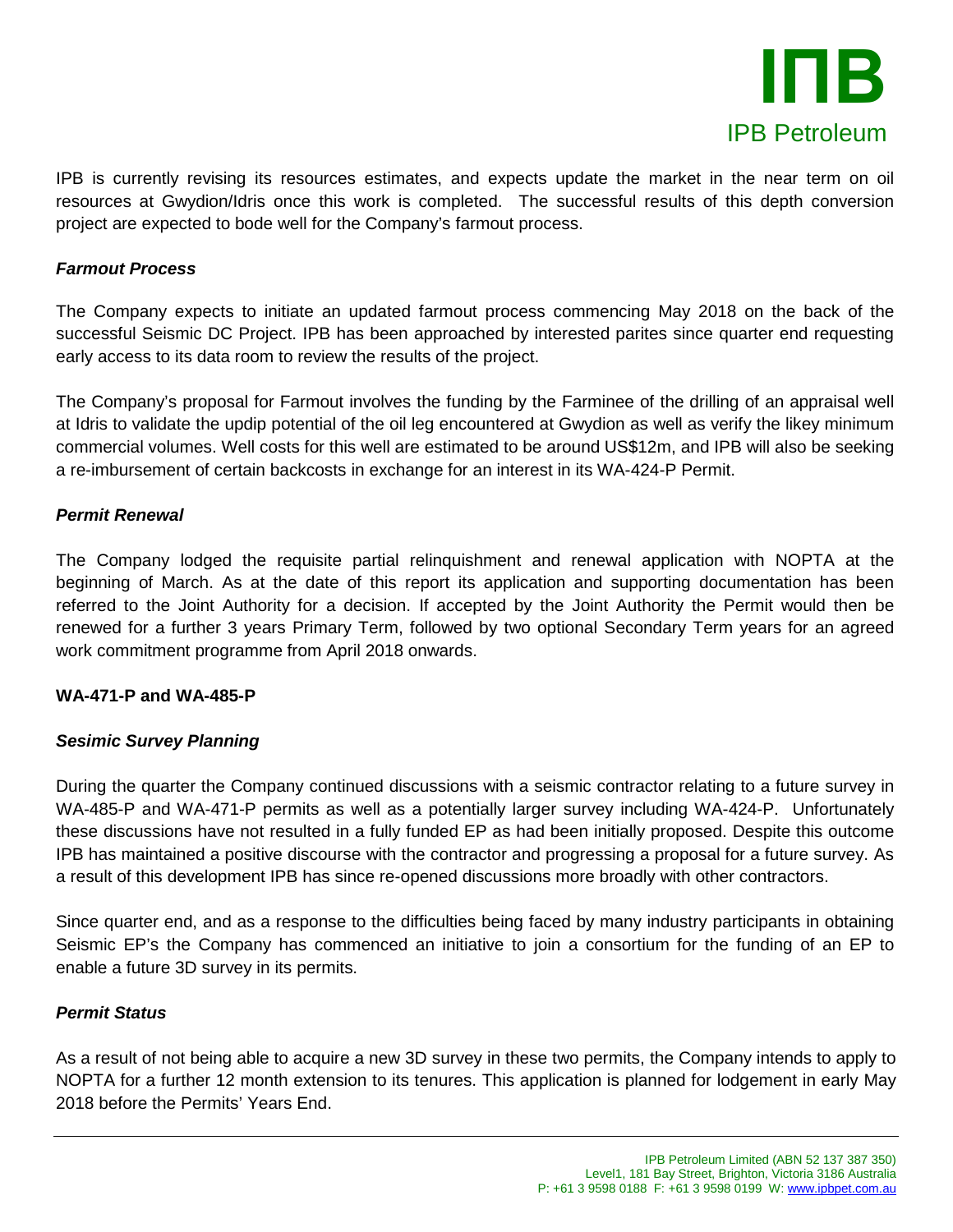IPB is currently revising its resources estimates, and expects update the market in the near term on oil resources at Gwydion/Idris once this work is completed. The successful results of this depth conversion project are expected to bode well for the Company's farmout process.

***Farmout Process***

The Company expects to initiate an updated farmout process commencing May 2018 on the back of the successful Seismic DC Project. IPB has been approached by interested parites since quarter end requesting early access to its data room to review the results of the project.

The Company's proposal for Farmout involves the funding by the Farminee of the drilling of an appraisal well at Idris to validate the updip potential of the oil leg encountered at Gwydion as well as verify the likey minimum commercial volumes. Well costs for this well are estimated to be around US$12m, and IPB will also be seeking a re-imbursement of certain backcosts in exchange for an interest in its WA-424-P Permit.

***Permit Renewal***

The Company lodged the requisite partial relinquishment and renewal application with NOPTA at the beginning of March. As at the date of this report its application and supporting documentation has been referred to the Joint Authority for a decision. If accepted by the Joint Authority the Permit would then be renewed for a further 3 years Primary Term, followed by two optional Secondary Term years for an agreed work commitment programme from April 2018 onwards.

**WA-471-P and WA-485-P**

***Sesimic Survey Planning***

During the quarter the Company continued discussions with a seismic contractor relating to a future survey in WA-485-P and WA-471-P permits as well as a potentially larger survey including WA-424-P. Unfortunately these discussions have not resulted in a fully funded EP as had been initially proposed. Despite this outcome IPB has maintained a positive discourse with the contractor and progressing a proposal for a future survey. As a result of this development IPB has since re-opened discussions more broadly with other contractors.

Since quarter end, and as a response to the difficulties being faced by many industry participants in obtaining Seismic EP's the Company has commenced an initiative to join a consortium for the funding of an EP to enable a future 3D survey in its permits.

***Permit Status***

As a result of not being able to acquire a new 3D survey in these two permits, the Company intends to apply to NOPTA for a further 12 month extension to its tenures. This application is planned for lodgement in early May 2018 before the Permits' Years End.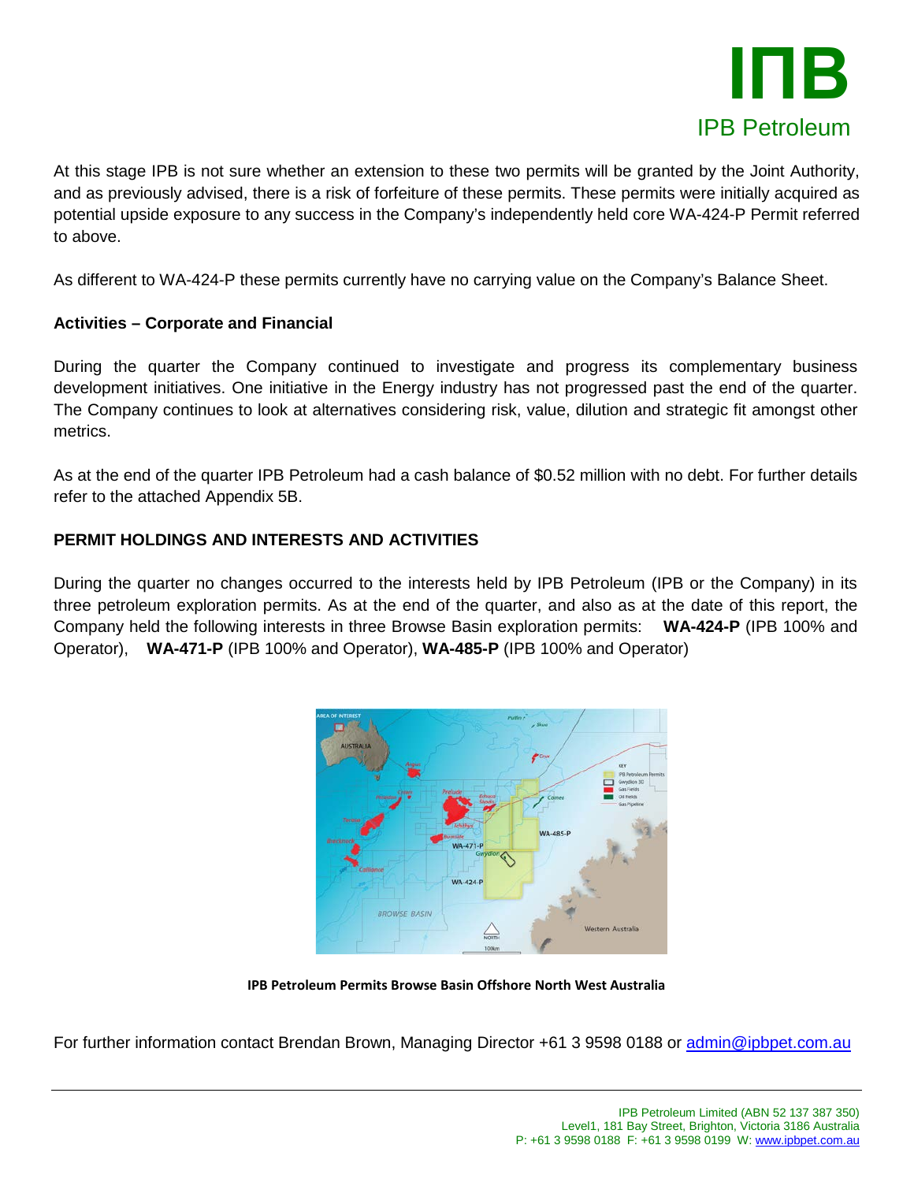At this stage IPB is not sure whether an extension to these two permits will be granted by the Joint Authority, and as previously advised, there is a risk of forfeiture of these permits. These permits were initially acquired as potential upside exposure to any success in the Company's independently held core WA-424-P Permit referred to above.

As different to WA-424-P these permits currently have no carrying value on the Company's Balance Sheet.

**Activities – Corporate and Financial**

During the quarter the Company continued to investigate and progress its complementary business development initiatives. One initiative in the Energy industry has not progressed past the end of the quarter. The Company continues to look at alternatives considering risk, value, dilution and strategic fit amongst other metrics.

As at the end of the quarter IPB Petroleum had a cash balance of $0.52 million with no debt. For further details refer to the attached Appendix 5B.

**PERMIT HOLDINGS AND INTERESTS AND ACTIVITIES**

During the quarter no changes occurred to the interests held by IPB Petroleum (IPB or the Company) in its three petroleum exploration permits. As at the end of the quarter, and also as at the date of this report, the Company held the following interests in three Browse Basin exploration permits: **WA-424-P** (IPB 100% and Operator), **WA-471-P** (IPB 100% and Operator), **WA-485-P** (IPB 100% and Operator)

**IPB Petroleum Permits Browse Basin Offshore North West Australia**

For further information contact Brendan Brown, Managing Director +61 3 9598 0188 or admin@ipbpet.com.au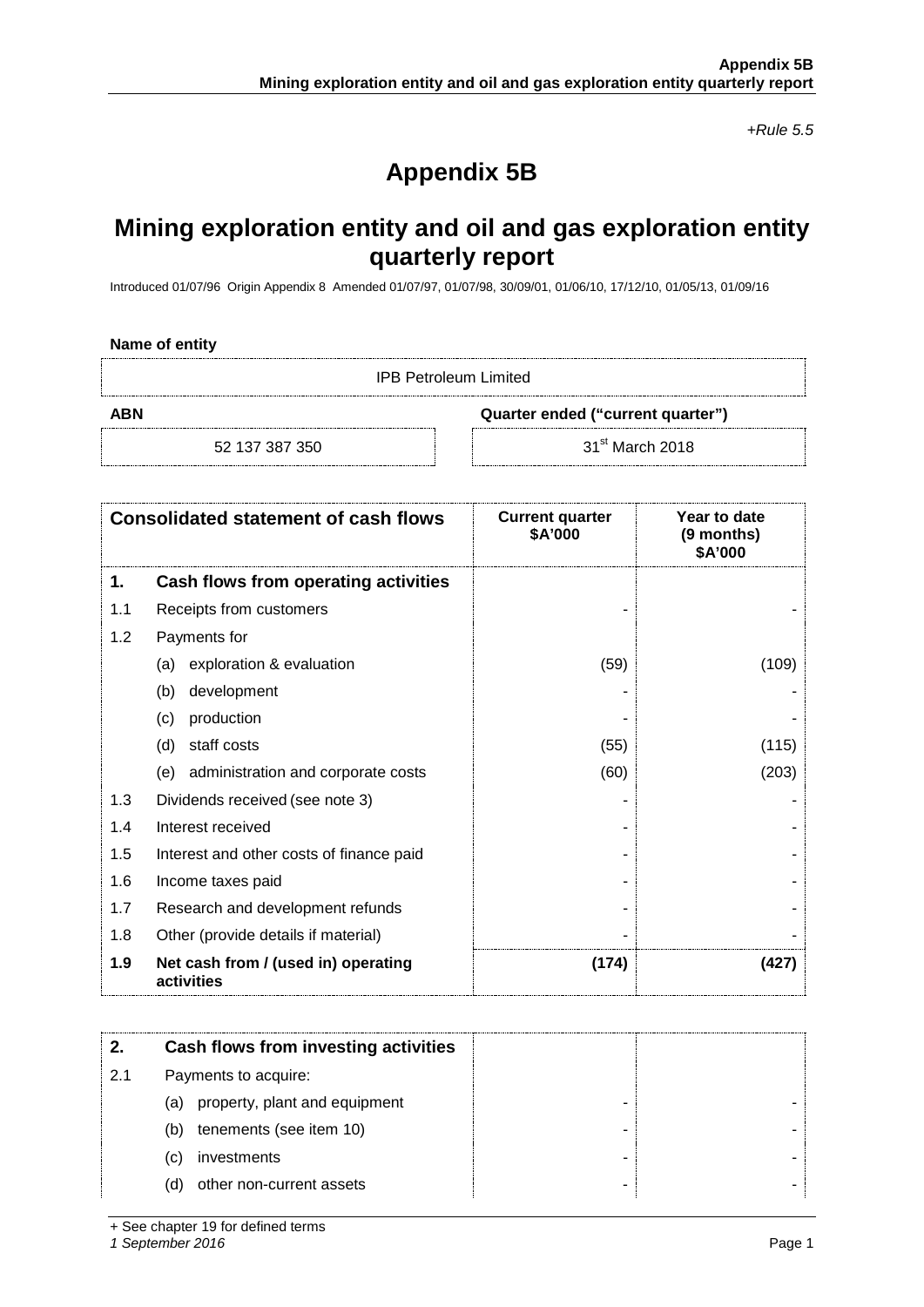*+Rule 5.5*

# Appendix 5B

## Mining exploration entity and oil and gas exploration entity quarterly report

Introduced 01/07/96 Origin Appendix 8 Amended 01/07/97, 01/07/98, 30/09/01, 01/06/10, 17/12/10, 01/05/13, 01/09/16

**Name of entity**

| IPB Petroleum Limited | |
|---|---|
| **ABN** | **Quarter ended ("current quarter")** |
| 52 137 387 350 | 31st March 2018 |

| | **Consolidated statement of cash flows** | **Current quarter $A'000** | **Year to date (9 months) $A'000** |
|---|---|---|---|
| **1.** | **Cash flows from operating activities** | | |
| 1.1 | Receipts from customers | - | - |
| 1.2 | Payments for | | |
| | (a) exploration & evaluation | (59) | (109) |
| | (b) development | - | - |
| | (c) production | - | - |
| | (d) staff costs | (55) | (115) |
| | (e) administration and corporate costs | (60) | (203) |
| 1.3 | Dividends received (see note 3) | - | - |
| 1.4 | Interest received | - | - |
| 1.5 | Interest and other costs of finance paid | - | - |
| 1.6 | Income taxes paid | - | - |
| 1.7 | Research and development refunds | - | - |
| 1.8 | Other (provide details if material) | - | - |
| **1.9** | **Net cash from / (used in) operating activities** | **(174)** | **(427)** |

| | | | |
|---|---|---|---|
| **2.** | **Cash flows from investing activities** | | |
| 2.1 | Payments to acquire: | | |
| | (a) property, plant and equipment | - | - |
| | (b) tenements (see item 10) | - | - |
| | (c) investments | - | - |
| | (d) other non-current assets | - | - |

+ See chapter 19 for defined terms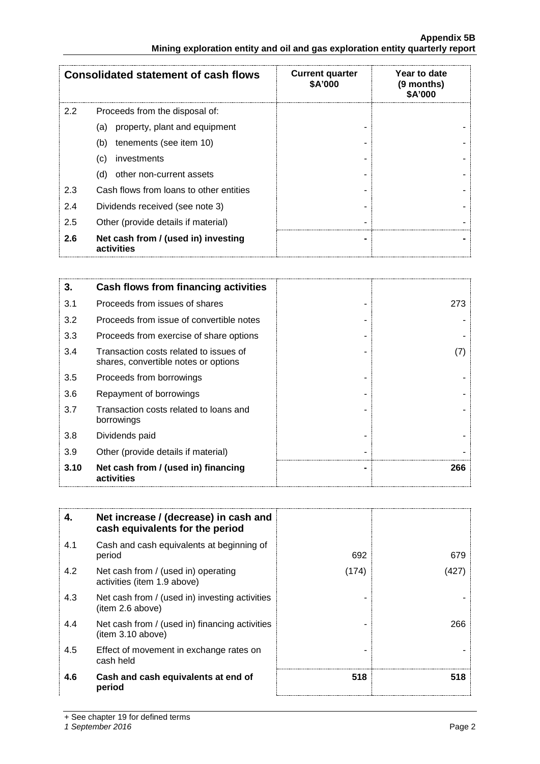| Consolidated statement of cash flows | | Current quarter \$A'000 | Year to date (9 months) \$A'000 |
|---|---|---|---|
| 2.2 | Proceeds from the disposal of: | | |
| | (a) property, plant and equipment | - | - |
| | (b) tenements (see item 10) | - | - |
| | (c) investments | - | - |
| | (d) other non-current assets | - | - |
| 2.3 | Cash flows from loans to other entities | - | - |
| 2.4 | Dividends received (see note 3) | - | - |
| 2.5 | Other (provide details if material) | - | - |
| **2.6** | **Net cash from / (used in) investing activities** | **-** | **-** |

| 3. | Cash flows from financing activities | | |
|---|---|---|---|
| 3.1 | Proceeds from issues of shares | - | 273 |
| 3.2 | Proceeds from issue of convertible notes | - | - |
| 3.3 | Proceeds from exercise of share options | - | - |
| 3.4 | Transaction costs related to issues of shares, convertible notes or options | - | (7) |
| 3.5 | Proceeds from borrowings | - | - |
| 3.6 | Repayment of borrowings | - | - |
| 3.7 | Transaction costs related to loans and borrowings | - | - |
| 3.8 | Dividends paid | - | - |
| 3.9 | Other (provide details if material) | - | - |
| **3.10** | **Net cash from / (used in) financing activities** | **-** | **266** |

| 4. | Net increase / (decrease) in cash and cash equivalents for the period | | |
|---|---|---|---|
| 4.1 | Cash and cash equivalents at beginning of period | 692 | 679 |
| 4.2 | Net cash from / (used in) operating activities (item 1.9 above) | (174) | (427) |
| 4.3 | Net cash from / (used in) investing activities (item 2.6 above) | - | - |
| 4.4 | Net cash from / (used in) financing activities (item 3.10 above) | - | 266 |
| 4.5 | Effect of movement in exchange rates on cash held | - | - |
| **4.6** | **Cash and cash equivalents at end of period** | **518** | **518** |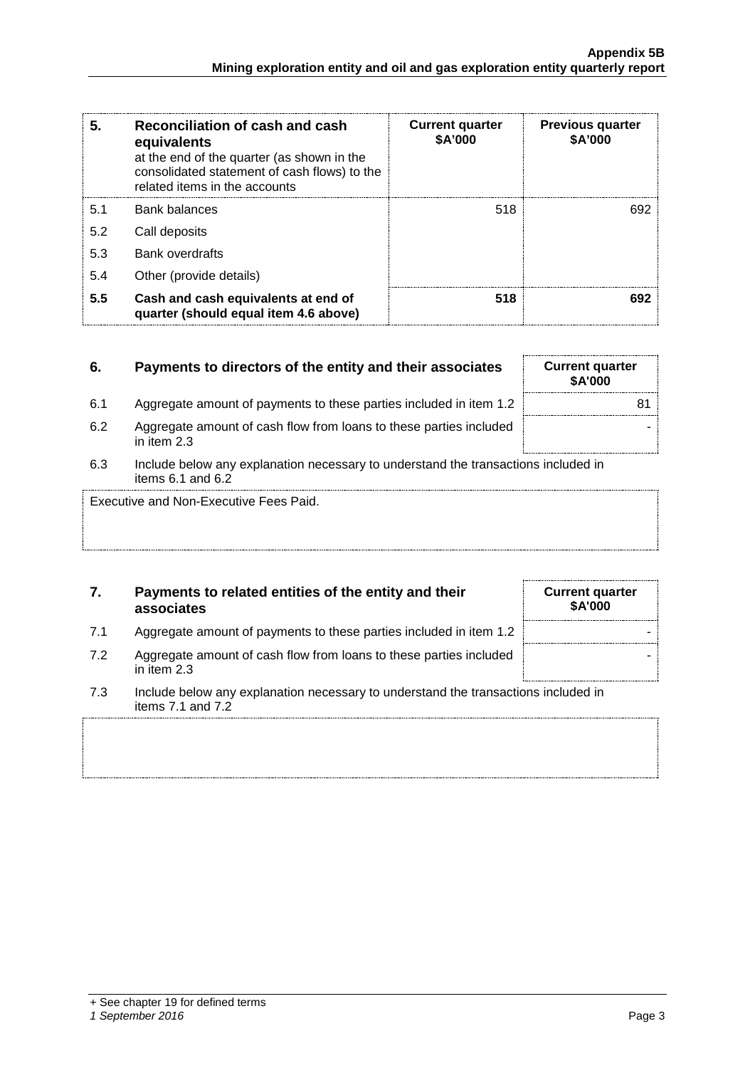| 5. | Reconciliation of cash and cash equivalents at the end of the quarter (as shown in the consolidated statement of cash flows) to the related items in the accounts | Current quarter $A'000 | Previous quarter $A'000 |
|---|---|---|---|
| 5.1 | Bank balances | 518 | 692 |
| 5.2 | Call deposits | | |
| 5.3 | Bank overdrafts | | |
| 5.4 | Other (provide details) | | |
| **5.5** | **Cash and cash equivalents at end of quarter (should equal item 4.6 above)** | **518** | **692** |

| 6. | Payments to directors of the entity and their associates | Current quarter $A'000 |
|---|---|---|
| 6.1 | Aggregate amount of payments to these parties included in item 1.2 | 81 |
| 6.2 | Aggregate amount of cash flow from loans to these parties included in item 2.3 | - |

6.3 Include below any explanation necessary to understand the transactions included in items 6.1 and 6.2

Executive and Non-Executive Fees Paid.

| 7. | Payments to related entities of the entity and their associates | Current quarter $A'000 |
|---|---|---|
| 7.1 | Aggregate amount of payments to these parties included in item 1.2 | - |
| 7.2 | Aggregate amount of cash flow from loans to these parties included in item 2.3 | - |

7.3 Include below any explanation necessary to understand the transactions included in items 7.1 and 7.2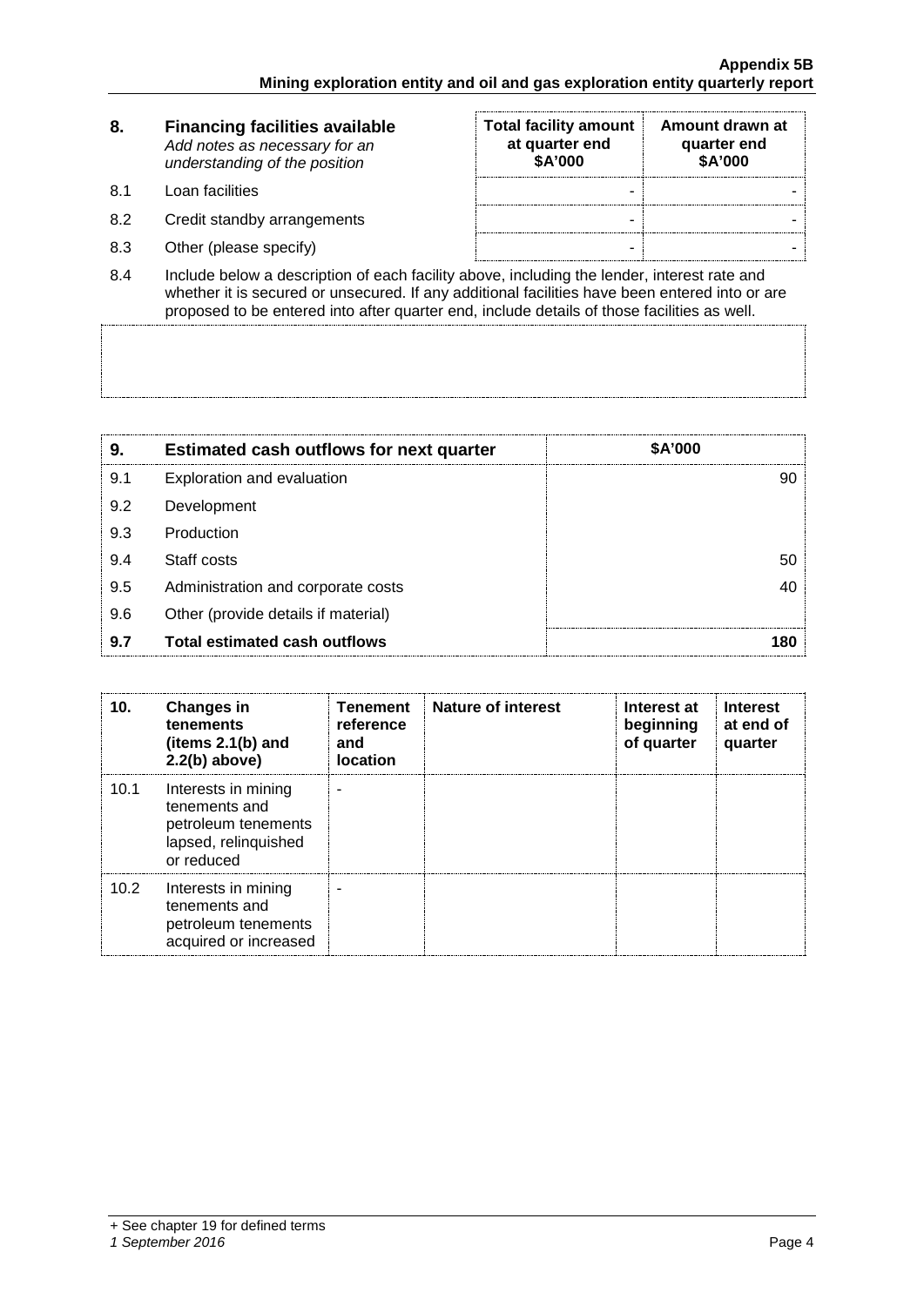| 8. | **Financing facilities available** *Add notes as necessary for an understanding of the position* | **Total facility amount at quarter end $A'000** | **Amount drawn at quarter end $A'000** |
|---|---|---|---|
| 8.1 | Loan facilities | - | - |
| 8.2 | Credit standby arrangements | - | - |
| 8.3 | Other (please specify) | - | - |

8.4 Include below a description of each facility above, including the lender, interest rate and whether it is secured or unsecured. If any additional facilities have been entered into or are proposed to be entered into after quarter end, include details of those facilities as well.

| 9. | **Estimated cash outflows for next quarter** | **$A'000** |
|---|---|---|
| 9.1 | Exploration and evaluation | 90 |
| 9.2 | Development | |
| 9.3 | Production | |
| 9.4 | Staff costs | 50 |
| 9.5 | Administration and corporate costs | 40 |
| 9.6 | Other (provide details if material) | |
| **9.7** | **Total estimated cash outflows** | **180** |

| 10. | **Changes in tenements (items 2.1(b) and 2.2(b) above)** | **Tenement reference and location** | **Nature of interest** | **Interest at beginning of quarter** | **Interest at end of quarter** |
|---|---|---|---|---|---|
| 10.1 | Interests in mining tenements and petroleum tenements lapsed, relinquished or reduced | - | | | |
| 10.2 | Interests in mining tenements and petroleum tenements acquired or increased | - | | | |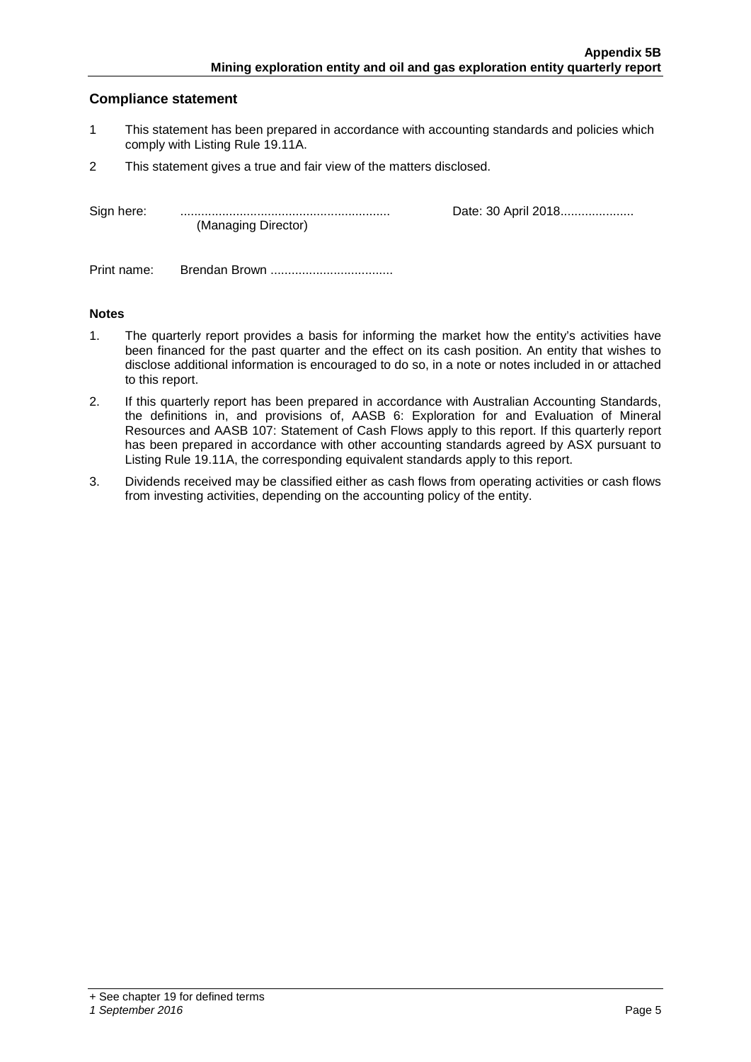## Compliance statement

1 This statement has been prepared in accordance with accounting standards and policies which comply with Listing Rule 19.11A.

2 This statement gives a true and fair view of the matters disclosed.

Sign here: ............................................................ Date: 30 April 2018.....................
(Managing Director)

Print name: Brendan Brown ...................................

### Notes

1. The quarterly report provides a basis for informing the market how the entity's activities have been financed for the past quarter and the effect on its cash position. An entity that wishes to disclose additional information is encouraged to do so, in a note or notes included in or attached to this report.
2. If this quarterly report has been prepared in accordance with Australian Accounting Standards, the definitions in, and provisions of, AASB 6: Exploration for and Evaluation of Mineral Resources and AASB 107: Statement of Cash Flows apply to this report. If this quarterly report has been prepared in accordance with other accounting standards agreed by ASX pursuant to Listing Rule 19.11A, the corresponding equivalent standards apply to this report.
3. Dividends received may be classified either as cash flows from operating activities or cash flows from investing activities, depending on the accounting policy of the entity.